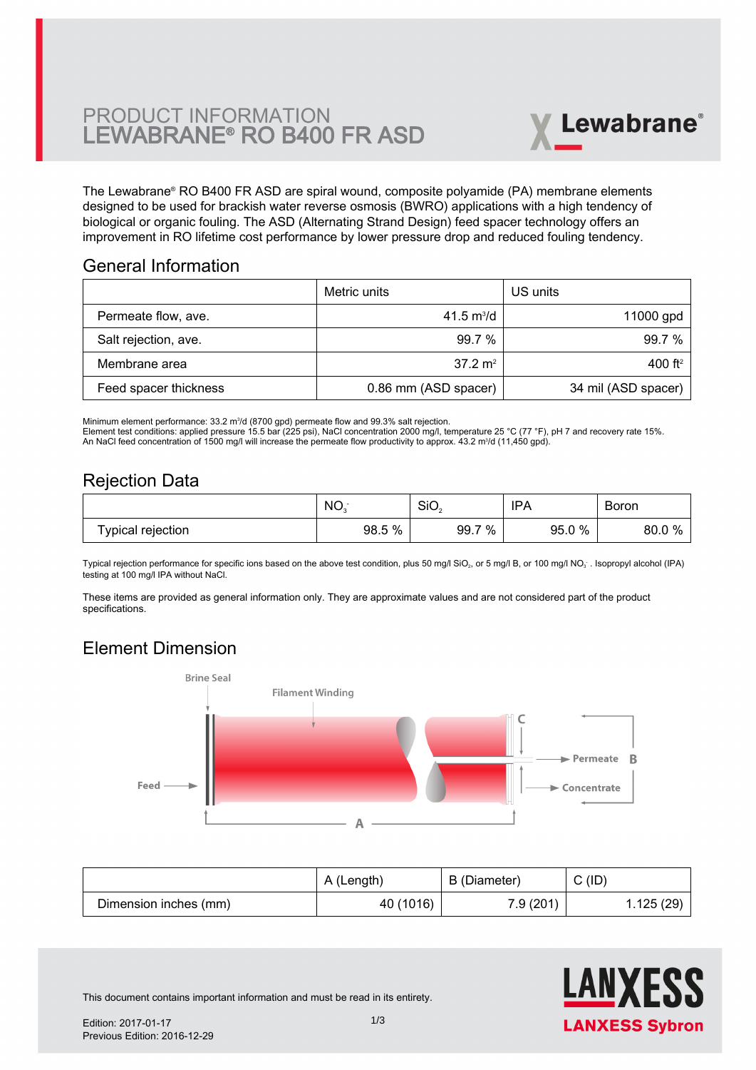# PRODUCT INFORMATION
# LEWABRANE® RO B400 FR ASD

The Lewabrane® RO B400 FR ASD are spiral wound, composite polyamide (PA) membrane elements designed to be used for brackish water reverse osmosis (BWRO) applications with a high tendency of biological or organic fouling. The ASD (Alternating Strand Design) feed spacer technology offers an improvement in RO lifetime cost performance by lower pressure drop and reduced fouling tendency.

## General Information

| | Metric units | US units |
|---|---|---|
| Permeate flow, ave. | 41.5 $m^3$/d | 11000 gpd |
| Salt rejection, ave. | 99.7 % | 99.7 % |
| Membrane area | 37.2 $m^2$ | 400 $ft^2$ |
| Feed spacer thickness | 0.86 mm (ASD spacer) | 34 mil (ASD spacer) |

Minimum element performance: 33.2 $m^3$/d (8700 gpd) permeate flow and 99.3% salt rejection.
Element test conditions: applied pressure 15.5 bar (225 psi), NaCl concentration 2000 mg/l, temperature 25 °C (77 °F), pH 7 and recovery rate 15%.
An NaCl feed concentration of 1500 mg/l will increase the permeate flow productivity to approx. 43.2 $m^3$/d (11,450 gpd).

## Rejection Data

| | $NO_3^-$ | $SiO_2$ | IPA | Boron |
|---|---|---|---|---|
| Typical rejection | 98.5 % | 99.7 % | 95.0 % | 80.0 % |

Typical rejection performance for specific ions based on the above test condition, plus 50 mg/l $SiO_2$, or 5 mg/l B, or 100 mg/l $NO_3^-$. Isopropyl alcohol (IPA) testing at 100 mg/l IPA without NaCl.

These items are provided as general information only. They are approximate values and are not considered part of the product specifications.

## Element Dimension

Brine Seal

Filament Winding

Feed

Permeate

Concentrate

| | A (Length) | B (Diameter) | C (ID) |
|---|---|---|---|
| Dimension inches (mm) | 40 (1016) | 7.9 (201) | 1.125 (29) |

This document contains important information and must be read in its entirety.

Edition: 2017-01-17
Previous Edition: 2016-12-29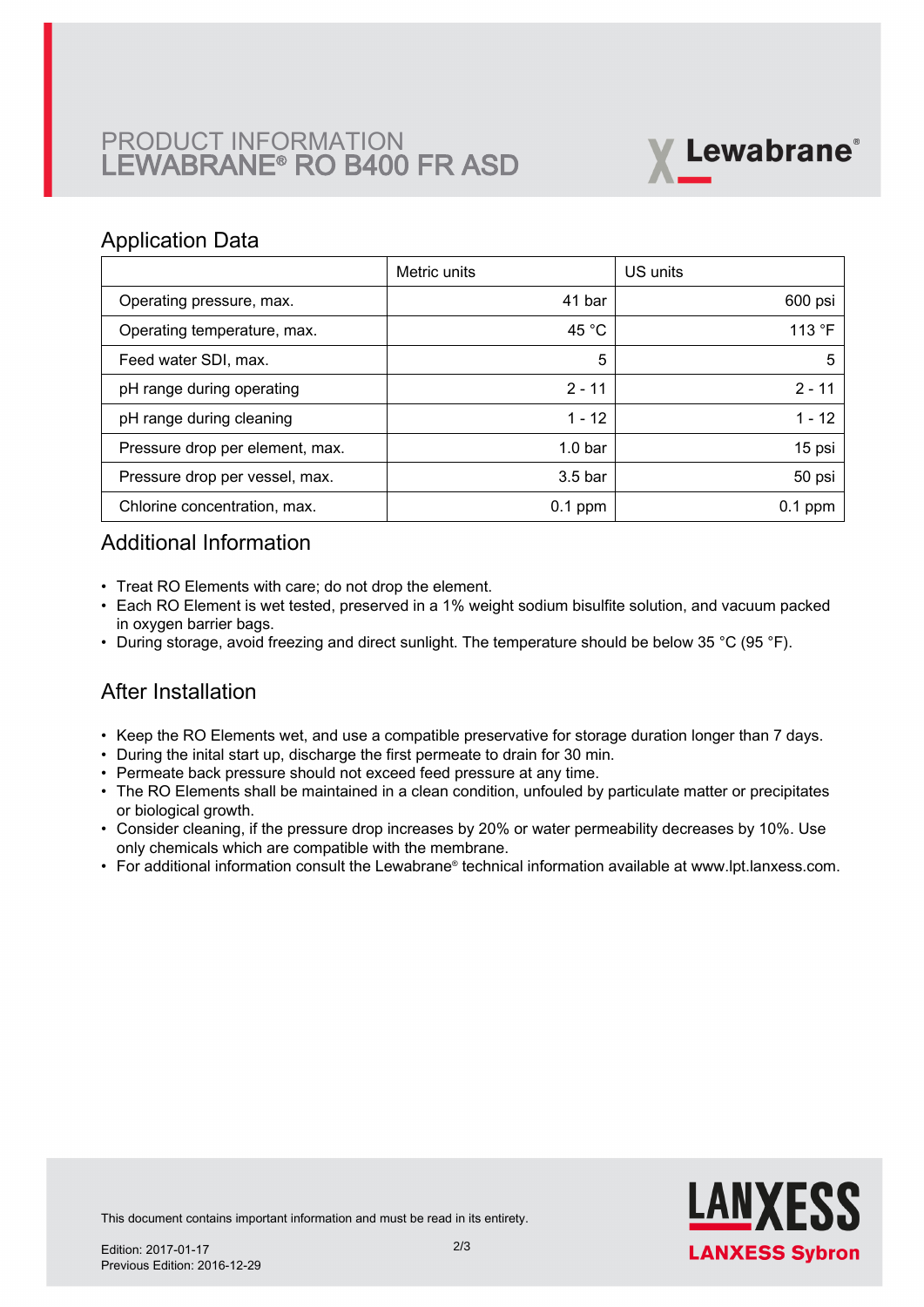# PRODUCT INFORMATION
# LEWABRANE® RO B400 FR ASD

## Application Data

| | Metric units | US units |
|---|---|---|
| Operating pressure, max. | 41 bar | 600 psi |
| Operating temperature, max. | 45 °C | 113 °F |
| Feed water SDI, max. | 5 | 5 |
| pH range during operating | 2 - 11 | 2 - 11 |
| pH range during cleaning | 1 - 12 | 1 - 12 |
| Pressure drop per element, max. | 1.0 bar | 15 psi |
| Pressure drop per vessel, max. | 3.5 bar | 50 psi |
| Chlorine concentration, max. | 0.1 ppm | 0.1 ppm |

## Additional Information

- Treat RO Elements with care; do not drop the element.
- Each RO Element is wet tested, preserved in a 1% weight sodium bisulfite solution, and vacuum packed in oxygen barrier bags.
- During storage, avoid freezing and direct sunlight. The temperature should be below 35 °C (95 °F).

## After Installation

- Keep the RO Elements wet, and use a compatible preservative for storage duration longer than 7 days.
- During the inital start up, discharge the first permeate to drain for 30 min.
- Permeate back pressure should not exceed feed pressure at any time.
- The RO Elements shall be maintained in a clean condition, unfouled by particulate matter or precipitates or biological growth.
- Consider cleaning, if the pressure drop increases by 20% or water permeability decreases by 10%. Use only chemicals which are compatible with the membrane.
- For additional information consult the Lewabrane® technical information available at www.lpt.lanxess.com.

This document contains important information and must be read in its entirety.

Edition: 2017-01-17
Previous Edition: 2016-12-29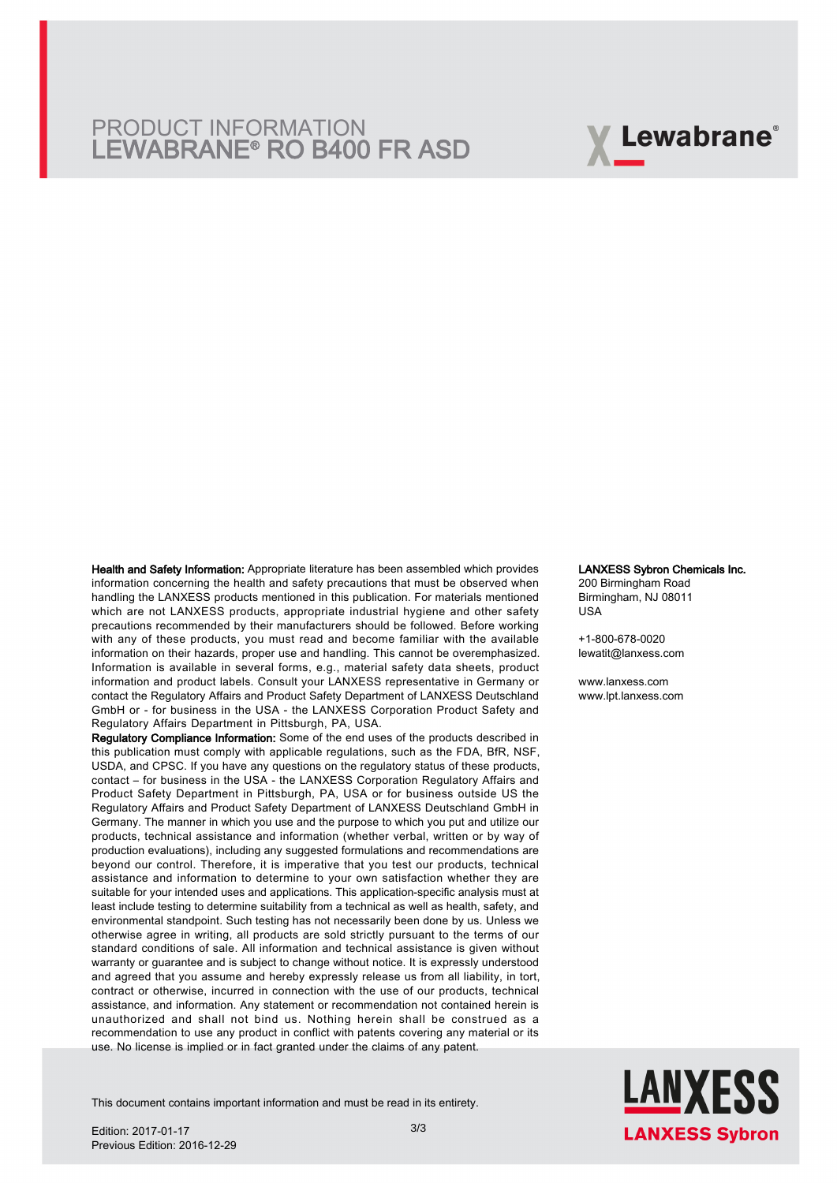**Health and Safety Information:** Appropriate literature has been assembled which provides information concerning the health and safety precautions that must be observed when handling the LANXESS products mentioned in this publication. For materials mentioned which are not LANXESS products, appropriate industrial hygiene and other safety precautions recommended by their manufacturers should be followed. Before working with any of these products, you must read and become familiar with the available information on their hazards, proper use and handling. This cannot be overemphasized. Information is available in several forms, e.g., material safety data sheets, product information and product labels. Consult your LANXESS representative in Germany or contact the Regulatory Affairs and Product Safety Department of LANXESS Deutschland GmbH or - for business in the USA - the LANXESS Corporation Product Safety and Regulatory Affairs Department in Pittsburgh, PA, USA.

**Regulatory Compliance Information:** Some of the end uses of the products described in this publication must comply with applicable regulations, such as the FDA, BfR, NSF, USDA, and CPSC. If you have any questions on the regulatory status of these products, contact – for business in the USA - the LANXESS Corporation Regulatory Affairs and Product Safety Department in Pittsburgh, PA, USA or for business outside US the Regulatory Affairs and Product Safety Department of LANXESS Deutschland GmbH in Germany. The manner in which you use and the purpose to which you put and utilize our products, technical assistance and information (whether verbal, written or by way of production evaluations), including any suggested formulations and recommendations are beyond our control. Therefore, it is imperative that you test our products, technical assistance and information to determine to your own satisfaction whether they are suitable for your intended uses and applications. This application-specific analysis must at least include testing to determine suitability from a technical as well as health, safety, and environmental standpoint. Such testing has not necessarily been done by us. Unless we otherwise agree in writing, all products are sold strictly pursuant to the terms of our standard conditions of sale. All information and technical assistance is given without warranty or guarantee and is subject to change without notice. It is expressly understood and agreed that you assume and hereby expressly release us from all liability, in tort, contract or otherwise, incurred in connection with the use of our products, technical assistance, and information. Any statement or recommendation not contained herein is unauthorized and shall not bind us. Nothing herein shall be construed as a recommendation to use any product in conflict with patents covering any material or its use. No license is implied or in fact granted under the claims of any patent.

**LANXESS Sybron Chemicals Inc.**
200 Birmingham Road
Birmingham, NJ 08011
USA

+1-800-678-0020
lewatit@lanxess.com

www.lanxess.com
www.lpt.lanxess.com

This document contains important information and must be read in its entirety.

Edition: 2017-01-17
Previous Edition: 2016-12-29